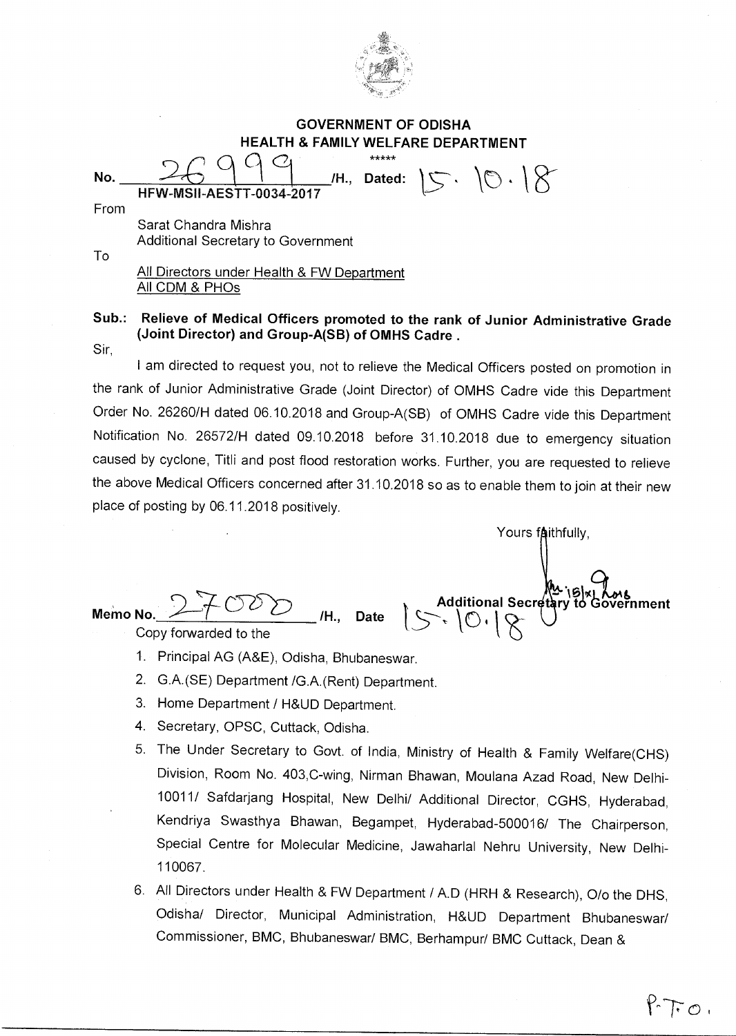**GOVERNMENT OF ODISHA**
**HEALTH & FAMILY WELFARE DEPARTMENT**

\*\*\*\*\*

No. 26999 /H., Dated: 15.10.18
HFW-MSII-AESTT-0034-2017

From

Sarat Chandra Mishra
Additional Secretary to Government

To

All Directors under Health & FW Department
All CDM & PHOs

**Sub.: Relieve of Medical Officers promoted to the rank of Junior Administrative Grade (Joint Director) and Group-A(SB) of OMHS Cadre .**

Sir,

I am directed to request you, not to relieve the Medical Officers posted on promotion in the rank of Junior Administrative Grade (Joint Director) of OMHS Cadre vide this Department Order No. 26260/H dated 06.10.2018 and Group-A(SB) of OMHS Cadre vide this Department Notification No. 26572/H dated 09.10.2018 before 31.10.2018 due to emergency situation caused by cyclone, Titli and post flood restoration works. Further, you are requested to relieve the above Medical Officers concerned after 31.10.2018 so as to enable them to join at their new place of posting by 06.11.2018 positively.

Yours faithfully,

Additional Secretary to Government

Memo No. 27000 /H., Date 15.10.18

Copy forwarded to the

1. Principal AG (A&E), Odisha, Bhubaneswar.
2. G.A.(SE) Department /G.A.(Rent) Department.
3. Home Department / H&UD Department.
4. Secretary, OPSC, Cuttack, Odisha.
5. The Under Secretary to Govt. of India, Ministry of Health & Family Welfare(CHS) Division, Room No. 403,C-wing, Nirman Bhawan, Moulana Azad Road, New Delhi-10011/ Safdarjang Hospital, New Delhi/ Additional Director, CGHS, Hyderabad, Kendriya Swasthya Bhawan, Begampet, Hyderabad-500016/ The Chairperson, Special Centre for Molecular Medicine, Jawaharlal Nehru University, New Delhi-110067.
6. All Directors under Health & FW Department / A.D (HRH & Research), O/o the DHS, Odisha/ Director, Municipal Administration, H&UD Department Bhubaneswar/ Commissioner, BMC, Bhubaneswar/ BMC, Berhampur/ BMC Cuttack, Dean &

P.T.O.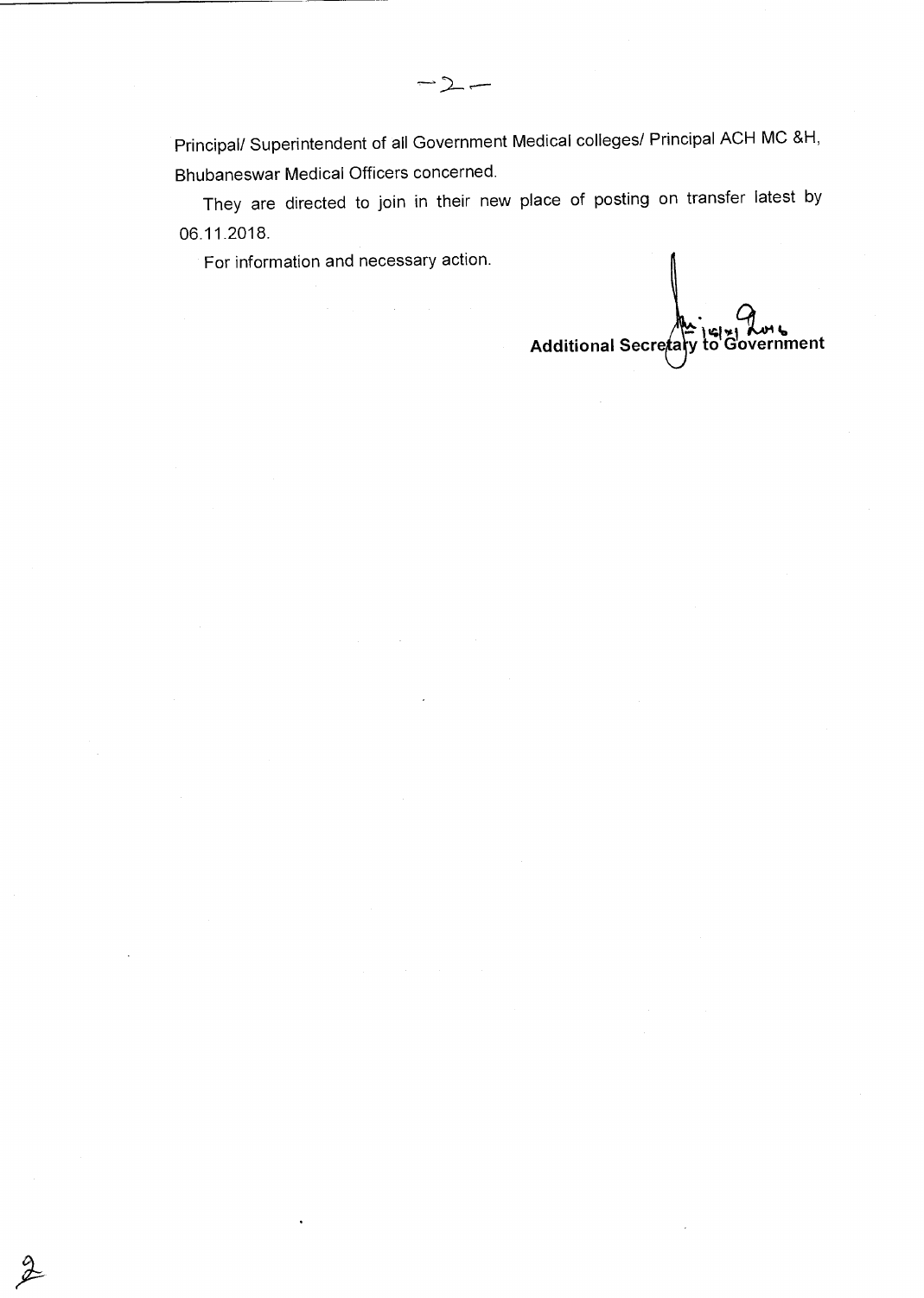Principal/ Superintendent of all Government Medical colleges/ Principal ACH MC &H, Bhubaneswar Medical Officers concerned.

They are directed to join in their new place of posting on transfer latest by 06.11.2018.

For information and necessary action.

**Additional Secretary to Government**